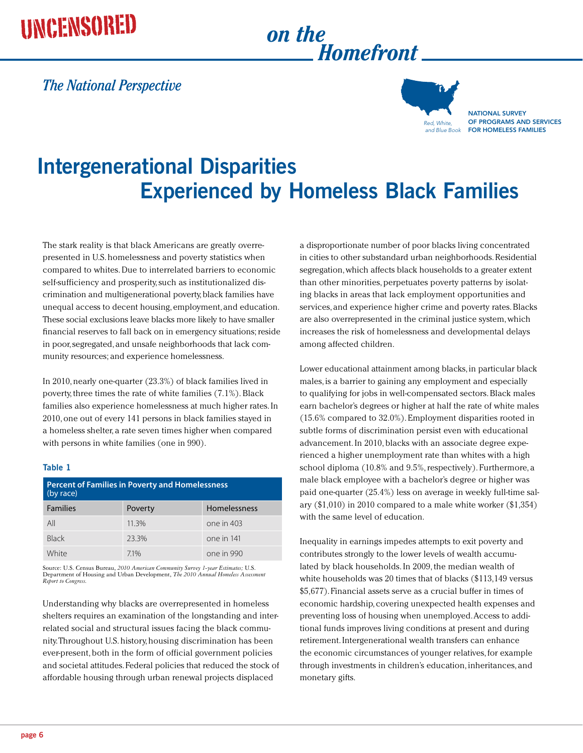# UNCENSORED on the Homefront

## The National Perspective

Red, White, and Blue Book

NATIONAL SURVEY OF PROGRAMS AND SERVICES FOR HOMELESS FAMILIES

# Intergenerational Disparities Experienced by Homeless Black Families

The stark reality is that black Americans are greatly overrepresented in U.S. homelessness and poverty statistics when compared to whites. Due to interrelated barriers to economic self-sufficiency and prosperity, such as institutionalized discrimination and multigenerational poverty, black families have unequal access to decent housing, employment, and education. These social exclusions leave blacks more likely to have smaller financial reserves to fall back on in emergency situations; reside in poor, segregated, and unsafe neighborhoods that lack community resources; and experience homelessness.

In 2010, nearly one-quarter (23.3%) of black families lived in poverty, three times the rate of white families (7.1%). Black families also experience homelessness at much higher rates. In 2010, one out of every 141 persons in black families stayed in a homeless shelter, a rate seven times higher when compared with persons in white families (one in 990).

**Table 1**

| Percent of Families in Poverty and Homelessness (by race) | | |
|---|---|---|
| Families | Poverty | Homelessness |
| All | 11.3% | one in 403 |
| Black | 23.3% | one in 141 |
| White | 7.1% | one in 990 |

Source: U.S. Census Bureau, *2010 American Community Survey 1-year Estimates;* U.S. Department of Housing and Urban Development, *The 2010 Annual Homeless Assessment Report to Congress.*

Understanding why blacks are overrepresented in homeless shelters requires an examination of the longstanding and interrelated social and structural issues facing the black community. Throughout U.S. history, housing discrimination has been ever-present, both in the form of official government policies and societal attitudes. Federal policies that reduced the stock of affordable housing through urban renewal projects displaced a disproportionate number of poor blacks living concentrated in cities to other substandard urban neighborhoods. Residential segregation, which affects black households to a greater extent than other minorities, perpetuates poverty patterns by isolating blacks in areas that lack employment opportunities and services, and experience higher crime and poverty rates. Blacks are also overrepresented in the criminal justice system, which increases the risk of homelessness and developmental delays among affected children.

Lower educational attainment among blacks, in particular black males, is a barrier to gaining any employment and especially to qualifying for jobs in well-compensated sectors. Black males earn bachelor's degrees or higher at half the rate of white males (15.6% compared to 32.0%). Employment disparities rooted in subtle forms of discrimination persist even with educational advancement. In 2010, blacks with an associate degree experienced a higher unemployment rate than whites with a high school diploma (10.8% and 9.5%, respectively). Furthermore, a male black employee with a bachelor's degree or higher was paid one-quarter (25.4%) less on average in weekly full-time salary ($1,010) in 2010 compared to a male white worker ($1,354) with the same level of education.

Inequality in earnings impedes attempts to exit poverty and contributes strongly to the lower levels of wealth accumulated by black households. In 2009, the median wealth of white households was 20 times that of blacks ($113,149 versus $5,677). Financial assets serve as a crucial buffer in times of economic hardship, covering unexpected health expenses and preventing loss of housing when unemployed. Access to additional funds improves living conditions at present and during retirement. Intergenerational wealth transfers can enhance the economic circumstances of younger relatives, for example through investments in children's education, inheritances, and monetary gifts.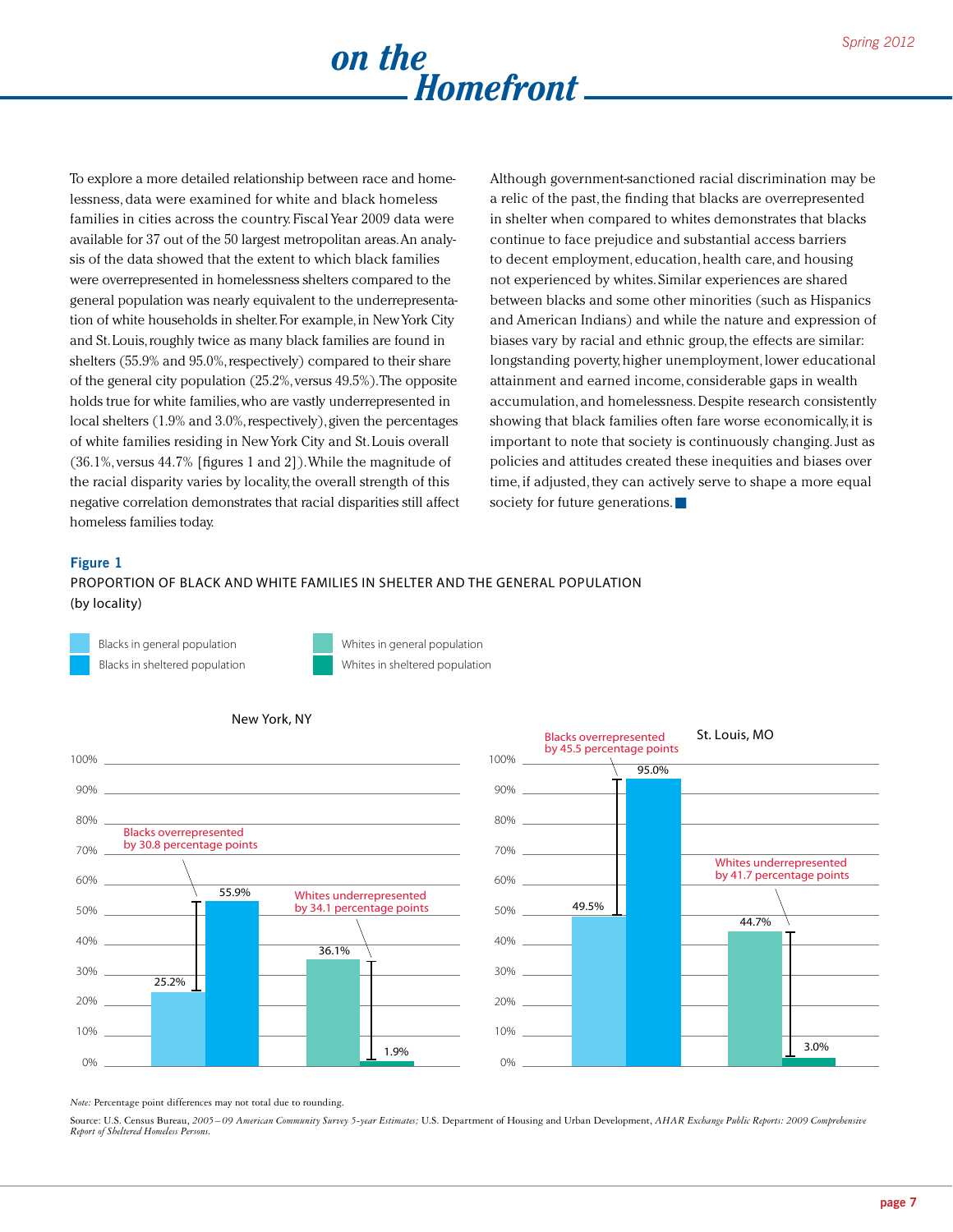To explore a more detailed relationship between race and homelessness, data were examined for white and black homeless families in cities across the country. Fiscal Year 2009 data were available for 37 out of the 50 largest metropolitan areas. An analysis of the data showed that the extent to which black families were overrepresented in homelessness shelters compared to the general population was nearly equivalent to the underrepresentation of white households in shelter. For example, in New York City and St. Louis, roughly twice as many black families are found in shelters (55.9% and 95.0%, respectively) compared to their share of the general city population (25.2%, versus 49.5%). The opposite holds true for white families, who are vastly underrepresented in local shelters (1.9% and 3.0%, respectively), given the percentages of white families residing in New York City and St. Louis overall (36.1%, versus 44.7% [figures 1 and 2]). While the magnitude of the racial disparity varies by locality, the overall strength of this negative correlation demonstrates that racial disparities still affect homeless families today.

Although government-sanctioned racial discrimination may be a relic of the past, the finding that blacks are overrepresented in shelter when compared to whites demonstrates that blacks continue to face prejudice and substantial access barriers to decent employment, education, health care, and housing not experienced by whites. Similar experiences are shared between blacks and some other minorities (such as Hispanics and American Indians) and while the nature and expression of biases vary by racial and ethnic group, the effects are similar: longstanding poverty, higher unemployment, lower educational attainment and earned income, considerable gaps in wealth accumulation, and homelessness. Despite research consistently showing that black families often fare worse economically, it is important to note that society is continuously changing. Just as policies and attitudes created these inequities and biases over time, if adjusted, they can actively serve to shape a more equal society for future generations. ■

**Figure 1**

PROPORTION OF BLACK AND WHITE FAMILIES IN SHELTER AND THE GENERAL POPULATION (by locality)

| Locality | Blacks in general population | Blacks in sheltered population | Whites in general population | Whites in sheltered population |
|---|---|---|---|---|
| New York, NY | 25.2% | 55.9% | 36.1% | 1.9% |
| St. Louis, MO | 49.5% | 95.0% | 44.7% | 3.0% |

New York, NY: Blacks overrepresented by 30.8 percentage points; Whites underrepresented by 34.1 percentage points

St. Louis, MO: Blacks overrepresented by 45.5 percentage points; Whites underrepresented by 41.7 percentage points

*Note:* Percentage point differences may not total due to rounding.

Source: U.S. Census Bureau, *2005–09 American Community Survey 5-year Estimates;* U.S. Department of Housing and Urban Development, *AHAR Exchange Public Reports: 2009 Comprehensive Report of Sheltered Homeless Persons.*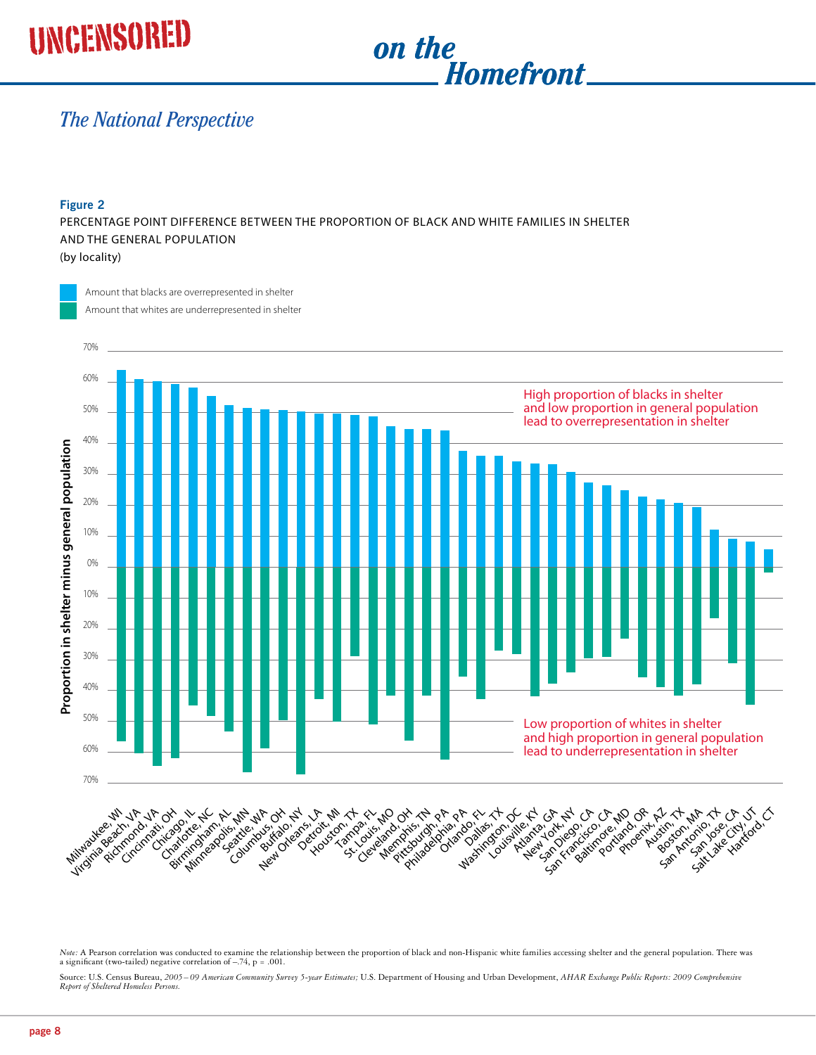## The National Perspective

**Figure 2**

PERCENTAGE POINT DIFFERENCE BETWEEN THE PROPORTION OF BLACK AND WHITE FAMILIES IN SHELTER AND THE GENERAL POPULATION

(by locality)

Amount that blacks are overrepresented in shelter

Amount that whites are underrepresented in shelter

Proportion in shelter minus general population

High proportion of blacks in shelter and low proportion in general population lead to overrepresentation in shelter

Low proportion of whites in shelter and high proportion in general population lead to underrepresentation in shelter

Milwaukee, WI; Virginia Beach, VA; Richmond, VA; Cincinnati, OH; Chicago, IL; Charlotte, NC; Birmingham, AL; Minneapolis, MN; Seattle, WA; Columbus, OH; Buffalo, NY; New Orleans, LA; Detroit, MI; Houston, TX; Tampa, FL; St. Louis, MO; Cleveland, OH; Memphis, TN; Pittsburgh, PA; Philadelphia, PA; Orlando, FL; Dallas, TX; Washington, DC; Louisville, KY; Atlanta, GA; New York, NY; San Diego, CA; San Francisco, CA; Baltimore, MD; Portland, OR; Phoenix, AZ; Austin, TX; Boston, MA; San Antonio, TX; San Jose, CA; Salt Lake City, UT; Hartford, CT

*Note:* A Pearson correlation was conducted to examine the relationship between the proportion of black and non-Hispanic white families accessing shelter and the general population. There was a significant (two-tailed) negative correlation of –.74, $p = .001$.

Source: U.S. Census Bureau, *2005–09 American Community Survey 5-year Estimates;* U.S. Department of Housing and Urban Development, *AHAR Exchange Public Reports: 2009 Comprehensive Report of Sheltered Homeless Persons.*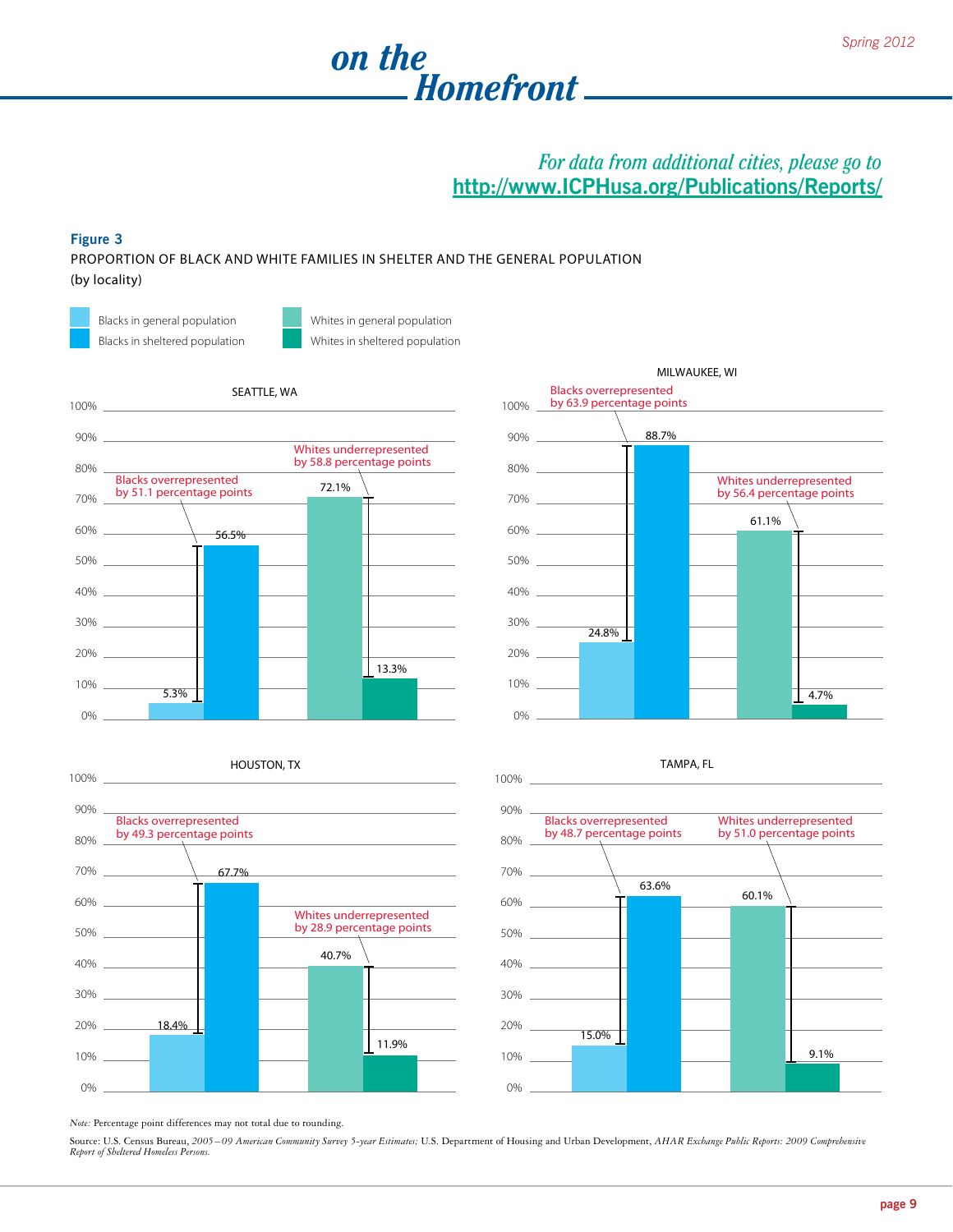*For data from additional cities, please go to* **http://www.ICPHusa.org/Publications/Reports/**

**Figure 3**

PROPORTION OF BLACK AND WHITE FAMILIES IN SHELTER AND THE GENERAL POPULATION
(by locality)

Blacks in general population
Blacks in sheltered population
Whites in general population
Whites in sheltered population

SEATTLE, WA

Blacks overrepresented by 51.1 percentage points
Whites underrepresented by 58.8 percentage points
5.3%
56.5%
72.1%
13.3%

MILWAUKEE, WI

Blacks overrepresented by 63.9 percentage points
Whites underrepresented by 56.4 percentage points
24.8%
88.7%
61.1%
4.7%

HOUSTON, TX

Blacks overrepresented by 49.3 percentage points
Whites underrepresented by 28.9 percentage points
18.4%
67.7%
40.7%
11.9%

TAMPA, FL

Blacks overrepresented by 48.7 percentage points
Whites underrepresented by 51.0 percentage points
15.0%
63.6%
60.1%
9.1%

*Note:* Percentage point differences may not total due to rounding.

Source: U.S. Census Bureau, *2005–09 American Community Survey 5-year Estimates;* U.S. Department of Housing and Urban Development, *AHAR Exchange Public Reports: 2009 Comprehensive Report of Sheltered Homeless Persons.*